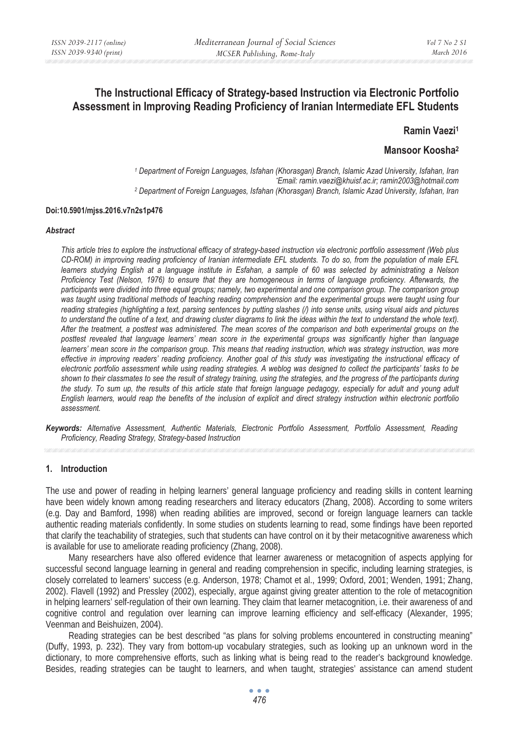# The Instructional Efficacy of Strategy-based Instruction via Electronic Portfolio Assessment in Improving Reading Proficiency of Iranian Intermediate EFL Students

**Ramin Vaezi**[1]

**Mansoor Koosha**[2]

[1] Department of Foreign Languages, Isfahan (Khorasgan) Branch, Islamic Azad University, Isfahan, Iran
*Email: ramin.vaezi@khuisf.ac.ir; ramin2003@hotmail.com
[2] Department of Foreign Languages, Isfahan (Khorasgan) Branch, Islamic Azad University, Isfahan, Iran

**Doi:10.5901/mjss.2016.v7n2s1p476**

### *Abstract*

*This article tries to explore the instructional efficacy of strategy-based instruction via electronic portfolio assessment (Web plus CD-ROM) in improving reading proficiency of Iranian intermediate EFL students. To do so, from the population of male EFL learners studying English at a language institute in Esfahan, a sample of 60 was selected by administrating a Nelson Proficiency Test (Nelson, 1976) to ensure that they are homogeneous in terms of language proficiency. Afterwards, the participants were divided into three equal groups; namely, two experimental and one comparison group. The comparison group was taught using traditional methods of teaching reading comprehension and the experimental groups were taught using four reading strategies (highlighting a text, parsing sentences by putting slashes (/) into sense units, using visual aids and pictures to understand the outline of a text, and drawing cluster diagrams to link the ideas within the text to understand the whole text). After the treatment, a posttest was administered. The mean scores of the comparison and both experimental groups on the posttest revealed that language learners' mean score in the experimental groups was significantly higher than language learners' mean score in the comparison group. This means that reading instruction, which was strategy instruction, was more effective in improving readers' reading proficiency. Another goal of this study was investigating the instructional efficacy of electronic portfolio assessment while using reading strategies. A weblog was designed to collect the participants' tasks to be shown to their classmates to see the result of strategy training, using the strategies, and the progress of the participants during the study. To sum up, the results of this article state that foreign language pedagogy, especially for adult and young adult English learners, would reap the benefits of the inclusion of explicit and direct strategy instruction within electronic portfolio assessment.*

***Keywords:*** *Alternative Assessment, Authentic Materials, Electronic Portfolio Assessment, Portfolio Assessment, Reading Proficiency, Reading Strategy, Strategy-based Instruction*

## 1. Introduction

The use and power of reading in helping learners' general language proficiency and reading skills in content learning have been widely known among reading researchers and literacy educators (Zhang, 2008). According to some writers (e.g. Day and Bamford, 1998) when reading abilities are improved, second or foreign language learners can tackle authentic reading materials confidently. In some studies on students learning to read, some findings have been reported that clarify the teachability of strategies, such that students can have control on it by their metacognitive awareness which is available for use to ameliorate reading proficiency (Zhang, 2008).

Many researchers have also offered evidence that learner awareness or metacognition of aspects applying for successful second language learning in general and reading comprehension in specific, including learning strategies, is closely correlated to learners' success (e.g. Anderson, 1978; Chamot et al., 1999; Oxford, 2001; Wenden, 1991; Zhang, 2002). Flavell (1992) and Pressley (2002), especially, argue against giving greater attention to the role of metacognition in helping learners' self-regulation of their own learning. They claim that learner metacognition, i.e. their awareness of and cognitive control and regulation over learning can improve learning efficiency and self-efficacy (Alexander, 1995; Veenman and Beishuizen, 2004).

Reading strategies can be best described "as plans for solving problems encountered in constructing meaning" (Duffy, 1993, p. 232). They vary from bottom-up vocabulary strategies, such as looking up an unknown word in the dictionary, to more comprehensive efforts, such as linking what is being read to the reader's background knowledge. Besides, reading strategies can be taught to learners, and when taught, strategies' assistance can amend student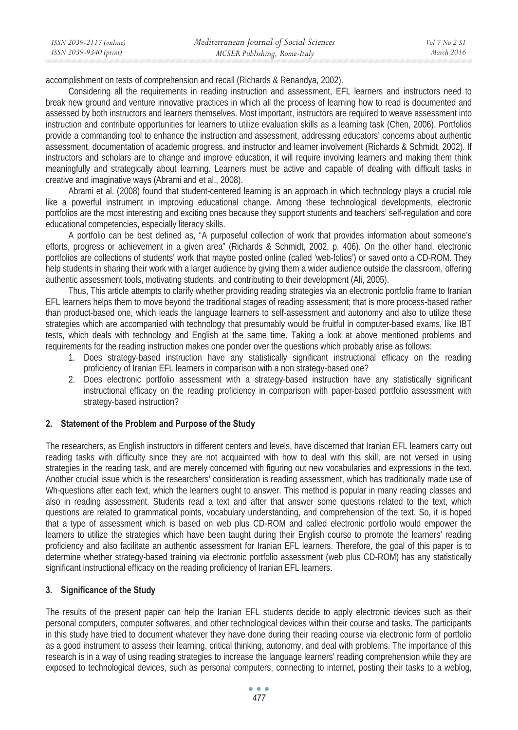accomplishment on tests of comprehension and recall (Richards & Renandya, 2002).

Considering all the requirements in reading instruction and assessment, EFL learners and instructors need to break new ground and venture innovative practices in which all the process of learning how to read is documented and assessed by both instructors and learners themselves. Most important, instructors are required to weave assessment into instruction and contribute opportunities for learners to utilize evaluation skills as a learning task (Chen, 2006). Portfolios provide a commanding tool to enhance the instruction and assessment, addressing educators' concerns about authentic assessment, documentation of academic progress, and instructor and learner involvement (Richards & Schmidt, 2002). If instructors and scholars are to change and improve education, it will require involving learners and making them think meaningfully and strategically about learning. Learners must be active and capable of dealing with difficult tasks in creative and imaginative ways (Abrami and et al., 2008).

Abrami et al. (2008) found that student-centered learning is an approach in which technology plays a crucial role like a powerful instrument in improving educational change. Among these technological developments, electronic portfolios are the most interesting and exciting ones because they support students and teachers' self-regulation and core educational competencies, especially literacy skills.

A portfolio can be best defined as, "A purposeful collection of work that provides information about someone's efforts, progress or achievement in a given area" (Richards & Schmidt, 2002, p. 406). On the other hand, electronic portfolios are collections of students' work that maybe posted online (called 'web-folios') or saved onto a CD-ROM. They help students in sharing their work with a larger audience by giving them a wider audience outside the classroom, offering authentic assessment tools, motivating students, and contributing to their development (Ali, 2005).

Thus, This article attempts to clarify whether providing reading strategies via an electronic portfolio frame to Iranian EFL learners helps them to move beyond the traditional stages of reading assessment; that is more process-based rather than product-based one, which leads the language learners to self-assessment and autonomy and also to utilize these strategies which are accompanied with technology that presumably would be fruitful in computer-based exams, like IBT tests, which deals with technology and English at the same time. Taking a look at above mentioned problems and requirements for the reading instruction makes one ponder over the questions which probably arise as follows:

1. Does strategy-based instruction have any statistically significant instructional efficacy on the reading proficiency of Iranian EFL learners in comparison with a non strategy-based one?
2. Does electronic portfolio assessment with a strategy-based instruction have any statistically significant instructional efficacy on the reading proficiency in comparison with paper-based portfolio assessment with strategy-based instruction?

## 2. Statement of the Problem and Purpose of the Study

The researchers, as English instructors in different centers and levels, have discerned that Iranian EFL learners carry out reading tasks with difficulty since they are not acquainted with how to deal with this skill, are not versed in using strategies in the reading task, and are merely concerned with figuring out new vocabularies and expressions in the text. Another crucial issue which is the researchers' consideration is reading assessment, which has traditionally made use of Wh-questions after each text, which the learners ought to answer. This method is popular in many reading classes and also in reading assessment. Students read a text and after that answer some questions related to the text, which questions are related to grammatical points, vocabulary understanding, and comprehension of the text. So, it is hoped that a type of assessment which is based on web plus CD-ROM and called electronic portfolio would empower the learners to utilize the strategies which have been taught during their English course to promote the learners' reading proficiency and also facilitate an authentic assessment for Iranian EFL learners. Therefore, the goal of this paper is to determine whether strategy-based training via electronic portfolio assessment (web plus CD-ROM) has any statistically significant instructional efficacy on the reading proficiency of Iranian EFL learners.

## 3. Significance of the Study

The results of the present paper can help the Iranian EFL students decide to apply electronic devices such as their personal computers, computer softwares, and other technological devices within their course and tasks. The participants in this study have tried to document whatever they have done during their reading course via electronic form of portfolio as a good instrument to assess their learning, critical thinking, autonomy, and deal with problems. The importance of this research is in a way of using reading strategies to increase the language learners' reading comprehension while they are exposed to technological devices, such as personal computers, connecting to internet, posting their tasks to a weblog,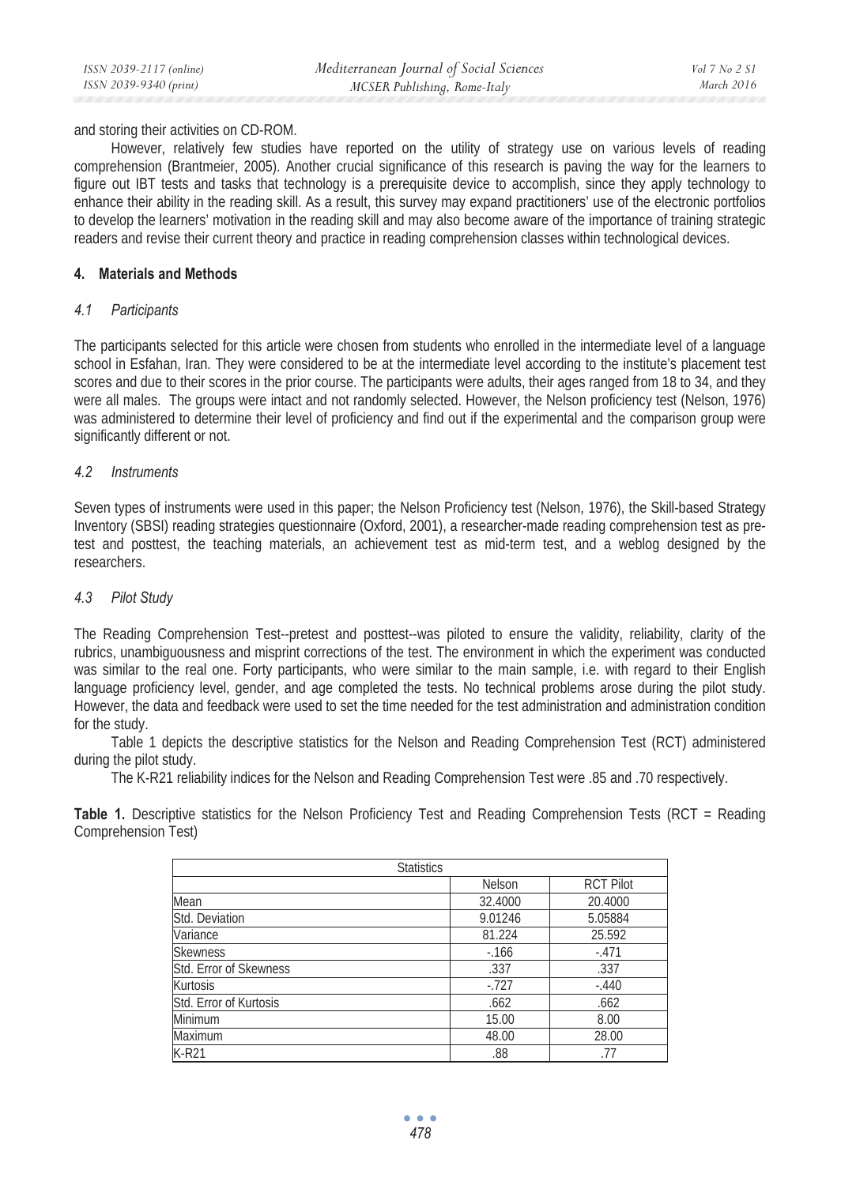and storing their activities on CD-ROM.

However, relatively few studies have reported on the utility of strategy use on various levels of reading comprehension (Brantmeier, 2005). Another crucial significance of this research is paving the way for the learners to figure out IBT tests and tasks that technology is a prerequisite device to accomplish, since they apply technology to enhance their ability in the reading skill. As a result, this survey may expand practitioners' use of the electronic portfolios to develop the learners' motivation in the reading skill and may also become aware of the importance of training strategic readers and revise their current theory and practice in reading comprehension classes within technological devices.

## 4. Materials and Methods

### *4.1 Participants*

The participants selected for this article were chosen from students who enrolled in the intermediate level of a language school in Esfahan, Iran. They were considered to be at the intermediate level according to the institute's placement test scores and due to their scores in the prior course. The participants were adults, their ages ranged from 18 to 34, and they were all males. The groups were intact and not randomly selected. However, the Nelson proficiency test (Nelson, 1976) was administered to determine their level of proficiency and find out if the experimental and the comparison group were significantly different or not.

### *4.2 Instruments*

Seven types of instruments were used in this paper; the Nelson Proficiency test (Nelson, 1976), the Skill-based Strategy Inventory (SBSI) reading strategies questionnaire (Oxford, 2001), a researcher-made reading comprehension test as pre-test and posttest, the teaching materials, an achievement test as mid-term test, and a weblog designed by the researchers.

### *4.3 Pilot Study*

The Reading Comprehension Test--pretest and posttest--was piloted to ensure the validity, reliability, clarity of the rubrics, unambiguousness and misprint corrections of the test. The environment in which the experiment was conducted was similar to the real one. Forty participants, who were similar to the main sample, i.e. with regard to their English language proficiency level, gender, and age completed the tests. No technical problems arose during the pilot study. However, the data and feedback were used to set the time needed for the test administration and administration condition for the study.

Table 1 depicts the descriptive statistics for the Nelson and Reading Comprehension Test (RCT) administered during the pilot study.

The K-R21 reliability indices for the Nelson and Reading Comprehension Test were .85 and .70 respectively.

**Table 1.** Descriptive statistics for the Nelson Proficiency Test and Reading Comprehension Tests (RCT = Reading Comprehension Test)

| Statistics | | |
|---|---|---|
| | Nelson | RCT Pilot |
| Mean | 32.4000 | 20.4000 |
| Std. Deviation | 9.01246 | 5.05884 |
| Variance | 81.224 | 25.592 |
| Skewness | -.166 | -.471 |
| Std. Error of Skewness | .337 | .337 |
| Kurtosis | -.727 | -.440 |
| Std. Error of Kurtosis | .662 | .662 |
| Minimum | 15.00 | 8.00 |
| Maximum | 48.00 | 28.00 |
| K-R21 | .88 | .77 |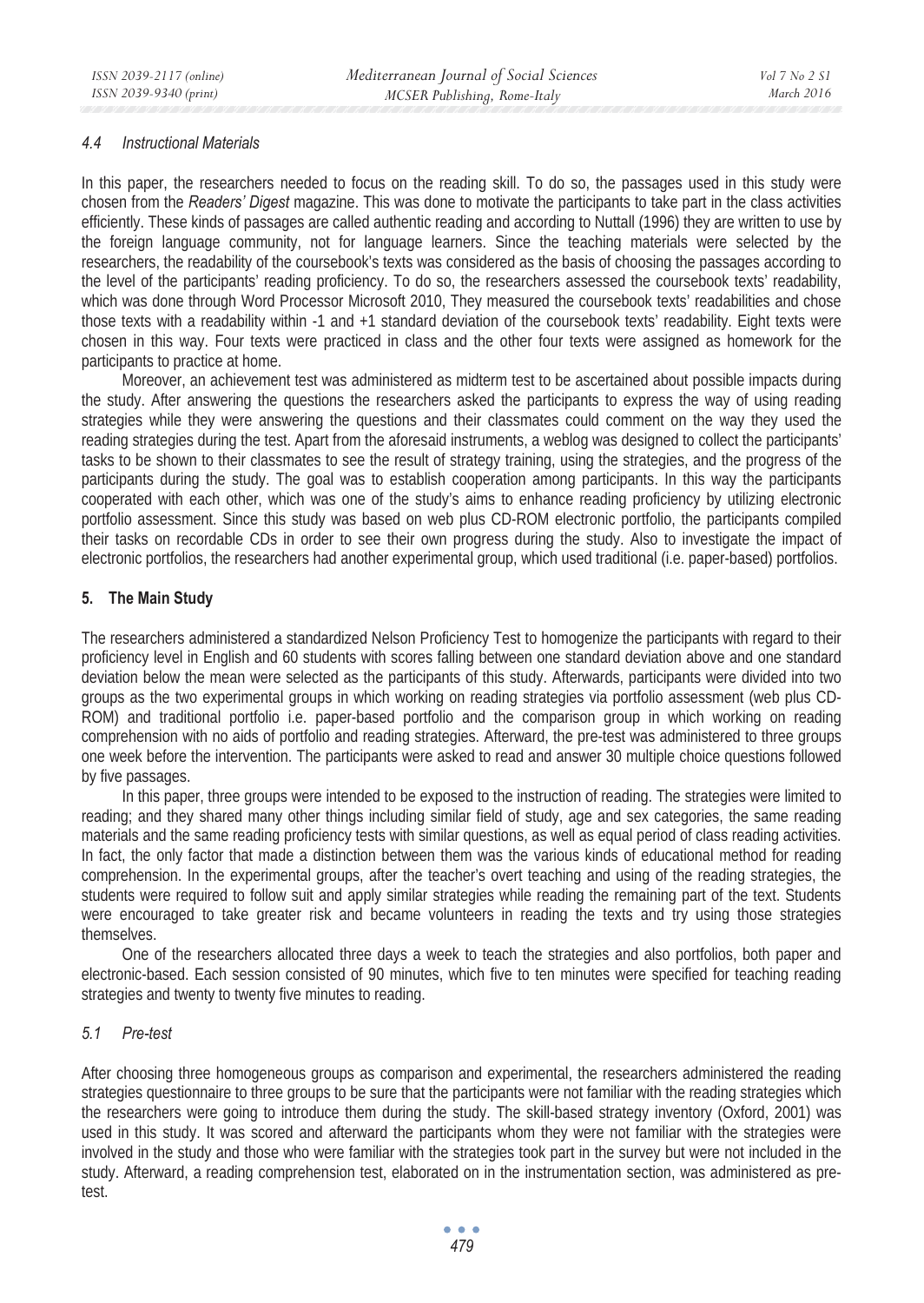### 4.4 Instructional Materials

In this paper, the researchers needed to focus on the reading skill. To do so, the passages used in this study were chosen from the *Readers' Digest* magazine. This was done to motivate the participants to take part in the class activities efficiently. These kinds of passages are called authentic reading and according to Nuttall (1996) they are written to use by the foreign language community, not for language learners. Since the teaching materials were selected by the researchers, the readability of the coursebook's texts was considered as the basis of choosing the passages according to the level of the participants' reading proficiency. To do so, the researchers assessed the coursebook texts' readability, which was done through Word Processor Microsoft 2010, They measured the coursebook texts' readabilities and chose those texts with a readability within -1 and +1 standard deviation of the coursebook texts' readability. Eight texts were chosen in this way. Four texts were practiced in class and the other four texts were assigned as homework for the participants to practice at home.

Moreover, an achievement test was administered as midterm test to be ascertained about possible impacts during the study. After answering the questions the researchers asked the participants to express the way of using reading strategies while they were answering the questions and their classmates could comment on the way they used the reading strategies during the test. Apart from the aforesaid instruments, a weblog was designed to collect the participants' tasks to be shown to their classmates to see the result of strategy training, using the strategies, and the progress of the participants during the study. The goal was to establish cooperation among participants. In this way the participants cooperated with each other, which was one of the study's aims to enhance reading proficiency by utilizing electronic portfolio assessment. Since this study was based on web plus CD-ROM electronic portfolio, the participants compiled their tasks on recordable CDs in order to see their own progress during the study. Also to investigate the impact of electronic portfolios, the researchers had another experimental group, which used traditional (i.e. paper-based) portfolios.

## 5. The Main Study

The researchers administered a standardized Nelson Proficiency Test to homogenize the participants with regard to their proficiency level in English and 60 students with scores falling between one standard deviation above and one standard deviation below the mean were selected as the participants of this study. Afterwards, participants were divided into two groups as the two experimental groups in which working on reading strategies via portfolio assessment (web plus CD-ROM) and traditional portfolio i.e. paper-based portfolio and the comparison group in which working on reading comprehension with no aids of portfolio and reading strategies. Afterward, the pre-test was administered to three groups one week before the intervention. The participants were asked to read and answer 30 multiple choice questions followed by five passages.

In this paper, three groups were intended to be exposed to the instruction of reading. The strategies were limited to reading; and they shared many other things including similar field of study, age and sex categories, the same reading materials and the same reading proficiency tests with similar questions, as well as equal period of class reading activities. In fact, the only factor that made a distinction between them was the various kinds of educational method for reading comprehension. In the experimental groups, after the teacher's overt teaching and using of the reading strategies, the students were required to follow suit and apply similar strategies while reading the remaining part of the text. Students were encouraged to take greater risk and became volunteers in reading the texts and try using those strategies themselves.

One of the researchers allocated three days a week to teach the strategies and also portfolios, both paper and electronic-based. Each session consisted of 90 minutes, which five to ten minutes were specified for teaching reading strategies and twenty to twenty five minutes to reading.

### 5.1 Pre-test

After choosing three homogeneous groups as comparison and experimental, the researchers administered the reading strategies questionnaire to three groups to be sure that the participants were not familiar with the reading strategies which the researchers were going to introduce them during the study. The skill-based strategy inventory (Oxford, 2001) was used in this study. It was scored and afterward the participants whom they were not familiar with the strategies were involved in the study and those who were familiar with the strategies took part in the survey but were not included in the study. Afterward, a reading comprehension test, elaborated on in the instrumentation section, was administered as pre-test.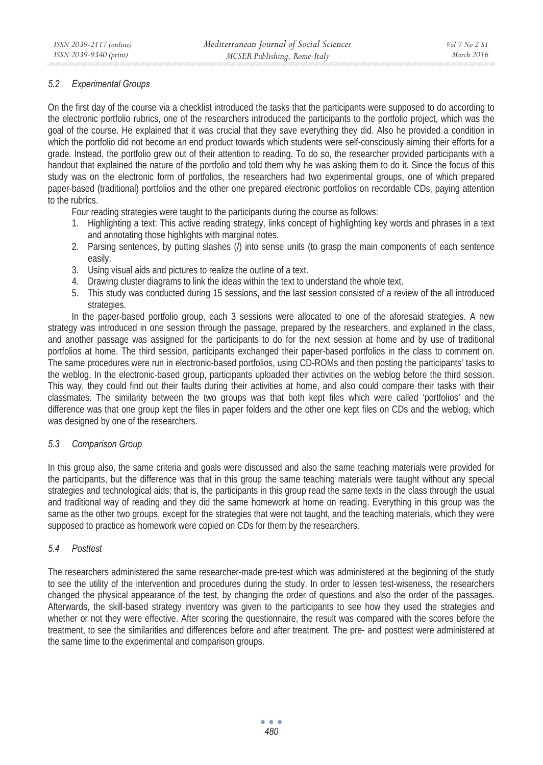### 5.2 Experimental Groups

On the first day of the course via a checklist introduced the tasks that the participants were supposed to do according to the electronic portfolio rubrics, one of the researchers introduced the participants to the portfolio project, which was the goal of the course. He explained that it was crucial that they save everything they did. Also he provided a condition in which the portfolio did not become an end product towards which students were self-consciously aiming their efforts for a grade. Instead, the portfolio grew out of their attention to reading. To do so, the researcher provided participants with a handout that explained the nature of the portfolio and told them why he was asking them to do it. Since the focus of this study was on the electronic form of portfolios, the researchers had two experimental groups, one of which prepared paper-based (traditional) portfolios and the other one prepared electronic portfolios on recordable CDs, paying attention to the rubrics.

Four reading strategies were taught to the participants during the course as follows:

1. Highlighting a text: This active reading strategy, links concept of highlighting key words and phrases in a text and annotating those highlights with marginal notes.
2. Parsing sentences, by putting slashes (/) into sense units (to grasp the main components of each sentence easily.
3. Using visual aids and pictures to realize the outline of a text.
4. Drawing cluster diagrams to link the ideas within the text to understand the whole text.
5. This study was conducted during 15 sessions, and the last session consisted of a review of the all introduced strategies.

In the paper-based portfolio group, each 3 sessions were allocated to one of the aforesaid strategies. A new strategy was introduced in one session through the passage, prepared by the researchers, and explained in the class, and another passage was assigned for the participants to do for the next session at home and by use of traditional portfolios at home. The third session, participants exchanged their paper-based portfolios in the class to comment on. The same procedures were run in electronic-based portfolios, using CD-ROMs and then posting the participants' tasks to the weblog. In the electronic-based group, participants uploaded their activities on the weblog before the third session. This way, they could find out their faults during their activities at home, and also could compare their tasks with their classmates. The similarity between the two groups was that both kept files which were called 'portfolios' and the difference was that one group kept the files in paper folders and the other one kept files on CDs and the weblog, which was designed by one of the researchers.

### 5.3 Comparison Group

In this group also, the same criteria and goals were discussed and also the same teaching materials were provided for the participants, but the difference was that in this group the same teaching materials were taught without any special strategies and technological aids; that is, the participants in this group read the same texts in the class through the usual and traditional way of reading and they did the same homework at home on reading. Everything in this group was the same as the other two groups, except for the strategies that were not taught, and the teaching materials, which they were supposed to practice as homework were copied on CDs for them by the researchers.

### 5.4 Posttest

The researchers administered the same researcher-made pre-test which was administered at the beginning of the study to see the utility of the intervention and procedures during the study. In order to lessen test-wiseness, the researchers changed the physical appearance of the test, by changing the order of questions and also the order of the passages. Afterwards, the skill-based strategy inventory was given to the participants to see how they used the strategies and whether or not they were effective. After scoring the questionnaire, the result was compared with the scores before the treatment, to see the similarities and differences before and after treatment. The pre- and posttest were administered at the same time to the experimental and comparison groups.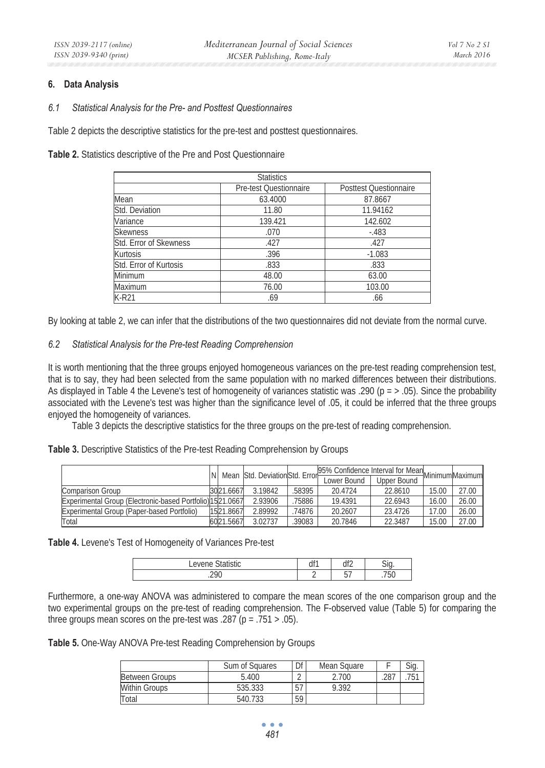## 6. Data Analysis

### *6.1 Statistical Analysis for the Pre- and Posttest Questionnaires*

Table 2 depicts the descriptive statistics for the pre-test and posttest questionnaires.

**Table 2.** Statistics descriptive of the Pre and Post Questionnaire

| Statistics | | |
|---|---|---|
| | Pre-test Questionnaire | Posttest Questionnaire |
| Mean | 63.4000 | 87.8667 |
| Std. Deviation | 11.80 | 11.94162 |
| Variance | 139.421 | 142.602 |
| Skewness | .070 | -.483 |
| Std. Error of Skewness | .427 | .427 |
| Kurtosis | .396 | -1.083 |
| Std. Error of Kurtosis | .833 | .833 |
| Minimum | 48.00 | 63.00 |
| Maximum | 76.00 | 103.00 |
| K-R21 | .69 | .66 |

By looking at table 2, we can infer that the distributions of the two questionnaires did not deviate from the normal curve.

### *6.2 Statistical Analysis for the Pre-test Reading Comprehension*

It is worth mentioning that the three groups enjoyed homogeneous variances on the pre-test reading comprehension test, that is to say, they had been selected from the same population with no marked differences between their distributions. As displayed in Table 4 the Levene's test of homogeneity of variances statistic was .290 (p = > .05). Since the probability associated with the Levene's test was higher than the significance level of .05, it could be inferred that the three groups enjoyed the homogeneity of variances.

Table 3 depicts the descriptive statistics for the three groups on the pre-test of reading comprehension.

**Table 3.** Descriptive Statistics of the Pre-test Reading Comprehension by Groups

| | N | Mean | Std. Deviation | Std. Error | 95% Confidence Interval for Mean | | Minimum | Maximum |
|---|---|---|---|---|---|---|---|---|
| | | | | | Lower Bound | Upper Bound | | |
| Comparison Group | 30 | 21.6667 | 3.19842 | .58395 | 20.4724 | 22.8610 | 15.00 | 27.00 |
| Experimental Group (Electronic-based Portfolio) | 15 | 21.0667 | 2.93906 | .75886 | 19.4391 | 22.6943 | 16.00 | 26.00 |
| Experimental Group (Paper-based Portfolio) | 15 | 21.8667 | 2.89992 | .74876 | 20.2607 | 23.4726 | 17.00 | 26.00 |
| Total | 60 | 21.5667 | 3.02737 | .39083 | 20.7846 | 22.3487 | 15.00 | 27.00 |

**Table 4.** Levene's Test of Homogeneity of Variances Pre-test

| Levene Statistic | df1 | df2 | Sig. |
|---|---|---|---|
| .290 | 2 | 57 | .750 |

Furthermore, a one-way ANOVA was administered to compare the mean scores of the one comparison group and the two experimental groups on the pre-test of reading comprehension. The F-observed value (Table 5) for comparing the three groups mean scores on the pre-test was .287 (p = .751 > .05).

**Table 5.** One-Way ANOVA Pre-test Reading Comprehension by Groups

| | Sum of Squares | Df | Mean Square | F | Sig. |
|---|---|---|---|---|---|
| Between Groups | 5.400 | 2 | 2.700 | .287 | .751 |
| Within Groups | 535.333 | 57 | 9.392 | | |
| Total | 540.733 | 59 | | | |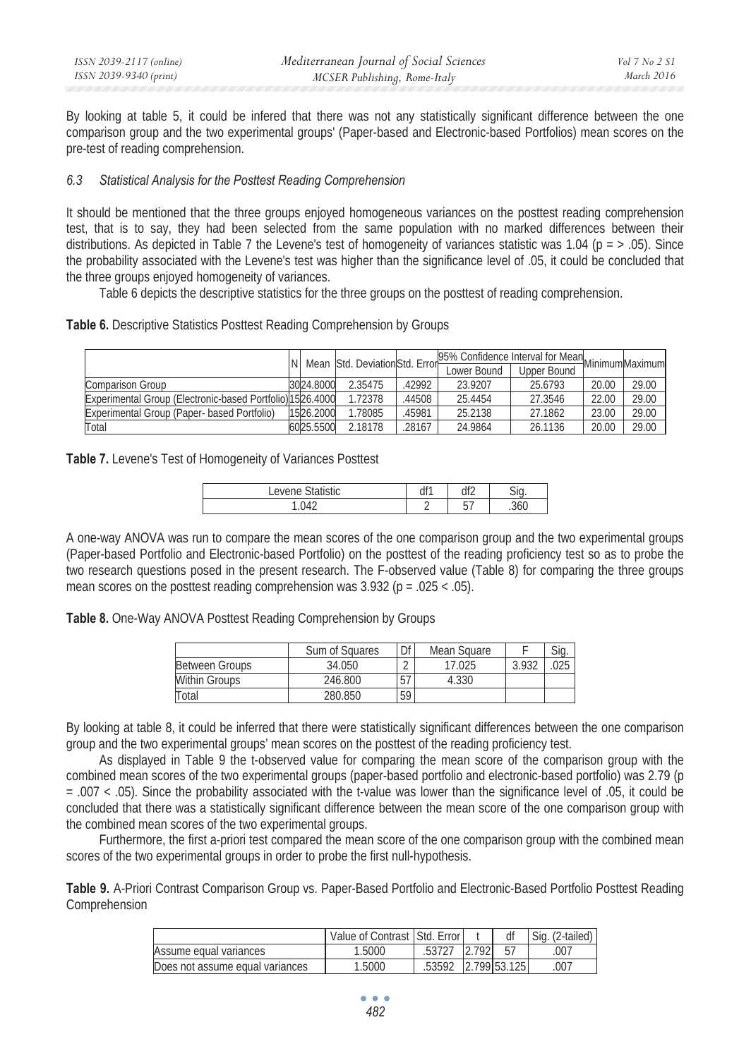By looking at table 5, it could be infered that there was not any statistically significant difference between the one comparison group and the two experimental groups' (Paper-based and Electronic-based Portfolios) mean scores on the pre-test of reading comprehension.

### *6.3 Statistical Analysis for the Posttest Reading Comprehension*

It should be mentioned that the three groups enjoyed homogeneous variances on the posttest reading comprehension test, that is to say, they had been selected from the same population with no marked differences between their distributions. As depicted in Table 7 the Levene's test of homogeneity of variances statistic was 1.04 (p = > .05). Since the probability associated with the Levene's test was higher than the significance level of .05, it could be concluded that the three groups enjoyed homogeneity of variances.

Table 6 depicts the descriptive statistics for the three groups on the posttest of reading comprehension.

**Table 6.** Descriptive Statistics Posttest Reading Comprehension by Groups

| | N | Mean | Std. Deviation | Std. Error | 95% Confidence Interval for Mean | | Minimum | Maximum |
|---|---|---|---|---|---|---|---|---|
| | | | | | Lower Bound | Upper Bound | | |
| Comparison Group | 30 | 24.8000 | 2.35475 | .42992 | 23.9207 | 25.6793 | 20.00 | 29.00 |
| Experimental Group (Electronic-based Portfolio) | 15 | 26.4000 | 1.72378 | .44508 | 25.4454 | 27.3546 | 22.00 | 29.00 |
| Experimental Group (Paper- based Portfolio) | 15 | 26.2000 | 1.78085 | .45981 | 25.2138 | 27.1862 | 23.00 | 29.00 |
| Total | 60 | 25.5500 | 2.18178 | .28167 | 24.9864 | 26.1136 | 20.00 | 29.00 |

**Table 7.** Levene's Test of Homogeneity of Variances Posttest

| Levene Statistic | df1 | df2 | Sig. |
|---|---|---|---|
| 1.042 | 2 | 57 | .360 |

A one-way ANOVA was run to compare the mean scores of the one comparison group and the two experimental groups (Paper-based Portfolio and Electronic-based Portfolio) on the posttest of the reading proficiency test so as to probe the two research questions posed in the present research. The F-observed value (Table 8) for comparing the three groups mean scores on the posttest reading comprehension was 3.932 (p = .025 < .05).

**Table 8.** One-Way ANOVA Posttest Reading Comprehension by Groups

| | Sum of Squares | Df | Mean Square | F | Sig. |
|---|---|---|---|---|---|
| Between Groups | 34.050 | 2 | 17.025 | 3.932 | .025 |
| Within Groups | 246.800 | 57 | 4.330 | | |
| Total | 280.850 | 59 | | | |

By looking at table 8, it could be inferred that there were statistically significant differences between the one comparison group and the two experimental groups' mean scores on the posttest of the reading proficiency test.

As displayed in Table 9 the t-observed value for comparing the mean score of the comparison group with the combined mean scores of the two experimental groups (paper-based portfolio and electronic-based portfolio) was 2.79 (p = .007 < .05). Since the probability associated with the t-value was lower than the significance level of .05, it could be concluded that there was a statistically significant difference between the mean score of the one comparison group with the combined mean scores of the two experimental groups.

Furthermore, the first a-priori test compared the mean score of the one comparison group with the combined mean scores of the two experimental groups in order to probe the first null-hypothesis.

**Table 9.** A-Priori Contrast Comparison Group vs. Paper-Based Portfolio and Electronic-Based Portfolio Posttest Reading Comprehension

| | Value of Contrast | Std. Error | t | df | Sig. (2-tailed) |
|---|---|---|---|---|---|
| Assume equal variances | 1.5000 | .53727 | 2.792 | 57 | .007 |
| Does not assume equal variances | 1.5000 | .53592 | 2.799 | 53.125 | .007 |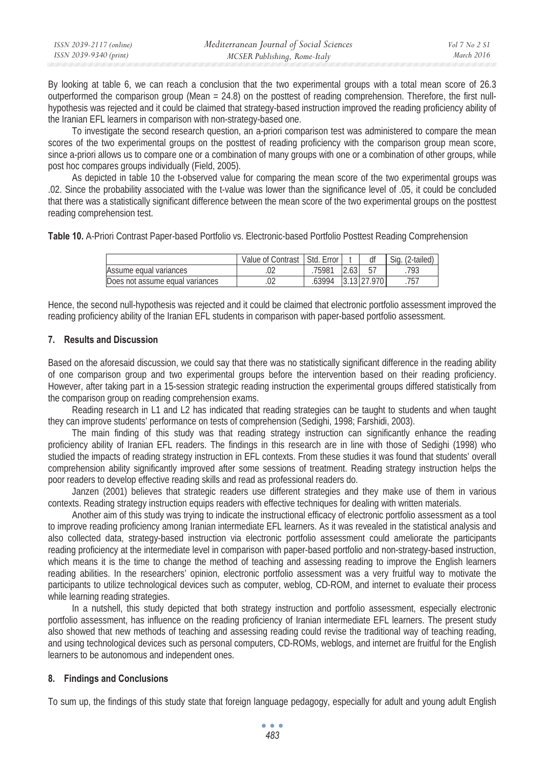By looking at table 6, we can reach a conclusion that the two experimental groups with a total mean score of 26.3 outperformed the comparison group (Mean = 24.8) on the posttest of reading comprehension. Therefore, the first null-hypothesis was rejected and it could be claimed that strategy-based instruction improved the reading proficiency ability of the Iranian EFL learners in comparison with non-strategy-based one.

To investigate the second research question, an a-priori comparison test was administered to compare the mean scores of the two experimental groups on the posttest of reading proficiency with the comparison group mean score, since a-priori allows us to compare one or a combination of many groups with one or a combination of other groups, while post hoc compares groups individually (Field, 2005).

As depicted in table 10 the t-observed value for comparing the mean score of the two experimental groups was .02. Since the probability associated with the t-value was lower than the significance level of .05, it could be concluded that there was a statistically significant difference between the mean score of the two experimental groups on the posttest reading comprehension test.

**Table 10.** A-Priori Contrast Paper-based Portfolio vs. Electronic-based Portfolio Posttest Reading Comprehension

| | Value of Contrast | Std. Error | t | df | Sig. (2-tailed) |
|---|---|---|---|---|---|
| Assume equal variances | .02 | .75981 | 2.63 | 57 | .793 |
| Does not assume equal variances | .02 | .63994 | 3.13 | 27.970 | .757 |

Hence, the second null-hypothesis was rejected and it could be claimed that electronic portfolio assessment improved the reading proficiency ability of the Iranian EFL students in comparison with paper-based portfolio assessment.

## 7. Results and Discussion

Based on the aforesaid discussion, we could say that there was no statistically significant difference in the reading ability of one comparison group and two experimental groups before the intervention based on their reading proficiency. However, after taking part in a 15-session strategic reading instruction the experimental groups differed statistically from the comparison group on reading comprehension exams.

Reading research in L1 and L2 has indicated that reading strategies can be taught to students and when taught they can improve students' performance on tests of comprehension (Sedighi, 1998; Farshidi, 2003).

The main finding of this study was that reading strategy instruction can significantly enhance the reading proficiency ability of Iranian EFL readers. The findings in this research are in line with those of Sedighi (1998) who studied the impacts of reading strategy instruction in EFL contexts. From these studies it was found that students' overall comprehension ability significantly improved after some sessions of treatment. Reading strategy instruction helps the poor readers to develop effective reading skills and read as professional readers do.

Janzen (2001) believes that strategic readers use different strategies and they make use of them in various contexts. Reading strategy instruction equips readers with effective techniques for dealing with written materials.

Another aim of this study was trying to indicate the instructional efficacy of electronic portfolio assessment as a tool to improve reading proficiency among Iranian intermediate EFL learners. As it was revealed in the statistical analysis and also collected data, strategy-based instruction via electronic portfolio assessment could ameliorate the participants reading proficiency at the intermediate level in comparison with paper-based portfolio and non-strategy-based instruction, which means it is the time to change the method of teaching and assessing reading to improve the English learners reading abilities. In the researchers' opinion, electronic portfolio assessment was a very fruitful way to motivate the participants to utilize technological devices such as computer, weblog, CD-ROM, and internet to evaluate their process while learning reading strategies.

In a nutshell, this study depicted that both strategy instruction and portfolio assessment, especially electronic portfolio assessment, has influence on the reading proficiency of Iranian intermediate EFL learners. The present study also showed that new methods of teaching and assessing reading could revise the traditional way of teaching reading, and using technological devices such as personal computers, CD-ROMs, weblogs, and internet are fruitful for the English learners to be autonomous and independent ones.

## 8. Findings and Conclusions

To sum up, the findings of this study state that foreign language pedagogy, especially for adult and young adult English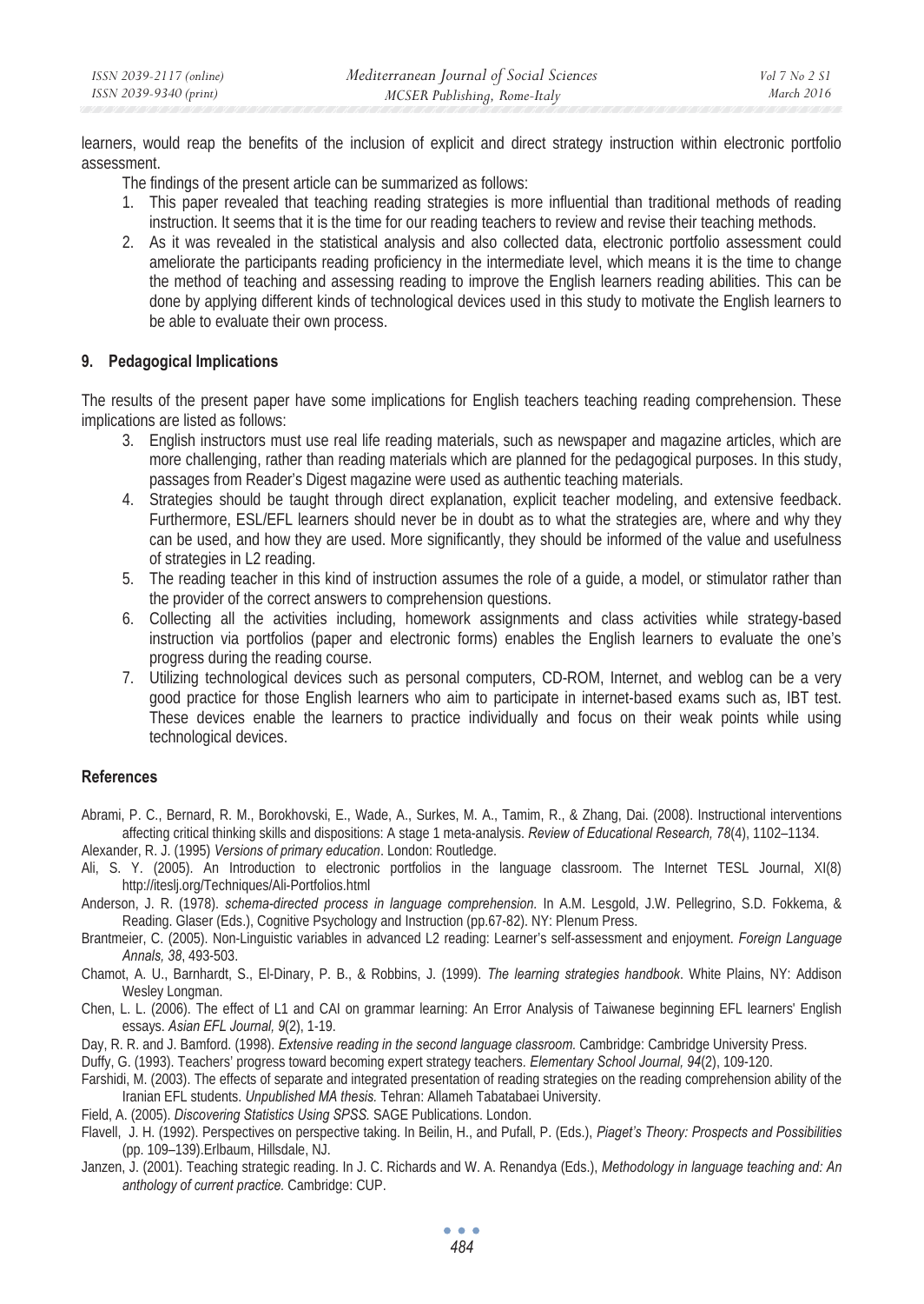learners, would reap the benefits of the inclusion of explicit and direct strategy instruction within electronic portfolio assessment.

The findings of the present article can be summarized as follows:

1. This paper revealed that teaching reading strategies is more influential than traditional methods of reading instruction. It seems that it is the time for our reading teachers to review and revise their teaching methods.
2. As it was revealed in the statistical analysis and also collected data, electronic portfolio assessment could ameliorate the participants reading proficiency in the intermediate level, which means it is the time to change the method of teaching and assessing reading to improve the English learners reading abilities. This can be done by applying different kinds of technological devices used in this study to motivate the English learners to be able to evaluate their own process.

## 9. Pedagogical Implications

The results of the present paper have some implications for English teachers teaching reading comprehension. These implications are listed as follows:

3. English instructors must use real life reading materials, such as newspaper and magazine articles, which are more challenging, rather than reading materials which are planned for the pedagogical purposes. In this study, passages from Reader's Digest magazine were used as authentic teaching materials.
4. Strategies should be taught through direct explanation, explicit teacher modeling, and extensive feedback. Furthermore, ESL/EFL learners should never be in doubt as to what the strategies are, where and why they can be used, and how they are used. More significantly, they should be informed of the value and usefulness of strategies in L2 reading.
5. The reading teacher in this kind of instruction assumes the role of a guide, a model, or stimulator rather than the provider of the correct answers to comprehension questions.
6. Collecting all the activities including, homework assignments and class activities while strategy-based instruction via portfolios (paper and electronic forms) enables the English learners to evaluate the one's progress during the reading course.
7. Utilizing technological devices such as personal computers, CD-ROM, Internet, and weblog can be a very good practice for those English learners who aim to participate in internet-based exams such as, IBT test. These devices enable the learners to practice individually and focus on their weak points while using technological devices.

## References

Abrami, P. C., Bernard, R. M., Borokhovski, E., Wade, A., Surkes, M. A., Tamim, R., & Zhang, Dai. (2008). Instructional interventions affecting critical thinking skills and dispositions: A stage 1 meta-analysis. *Review of Educational Research, 78*(4), 1102–1134.

Alexander, R. J. (1995) *Versions of primary education*. London: Routledge.

Ali, S. Y. (2005). An Introduction to electronic portfolios in the language classroom. The Internet TESL Journal, XI(8) http://iteslj.org/Techniques/Ali-Portfolios.html

Anderson, J. R. (1978). *schema-directed process in language comprehension.* In A.M. Lesgold, J.W. Pellegrino, S.D. Fokkema, & Reading. Glaser (Eds.), Cognitive Psychology and Instruction (pp.67-82). NY: Plenum Press.

Brantmeier, C. (2005). Non-Linguistic variables in advanced L2 reading: Learner's self-assessment and enjoyment. *Foreign Language Annals, 38*, 493-503.

Chamot, A. U., Barnhardt, S., El-Dinary, P. B., & Robbins, J. (1999). *The learning strategies handbook*. White Plains, NY: Addison Wesley Longman.

Chen, L. L. (2006). The effect of L1 and CAI on grammar learning: An Error Analysis of Taiwanese beginning EFL learners' English essays. *Asian EFL Journal, 9*(2), 1-19.

Day, R. R. and J. Bamford. (1998). *Extensive reading in the second language classroom.* Cambridge: Cambridge University Press.

Duffy, G. (1993). Teachers' progress toward becoming expert strategy teachers. *Elementary School Journal, 94*(2), 109-120.

Farshidi, M. (2003). The effects of separate and integrated presentation of reading strategies on the reading comprehension ability of the Iranian EFL students. *Unpublished MA thesis.* Tehran: Allameh Tabatabaei University.

Field, A. (2005). *Discovering Statistics Using SPSS.* SAGE Publications. London.

Flavell, J. H. (1992). Perspectives on perspective taking. In Beilin, H., and Pufall, P. (Eds.), *Piaget's Theory: Prospects and Possibilities* (pp. 109–139).Erlbaum, Hillsdale, NJ.

Janzen, J. (2001). Teaching strategic reading. In J. C. Richards and W. A. Renandya (Eds.), *Methodology in language teaching and: An anthology of current practice.* Cambridge: CUP.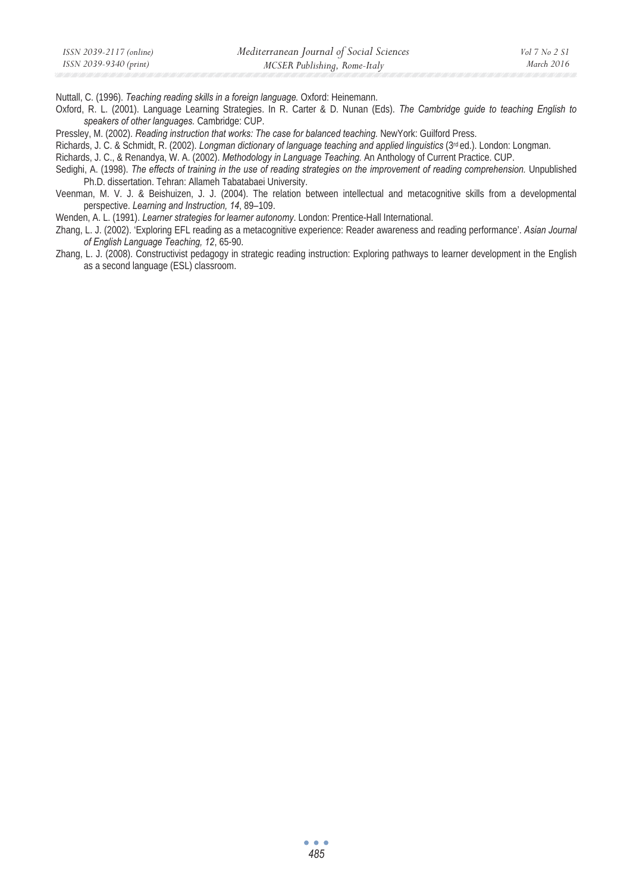Nuttall, C. (1996). *Teaching reading skills in a foreign language.* Oxford: Heinemann.

Oxford, R. L. (2001). Language Learning Strategies. In R. Carter & D. Nunan (Eds). *The Cambridge guide to teaching English to speakers of other languages.* Cambridge: CUP.

Pressley, M. (2002). *Reading instruction that works: The case for balanced teaching.* NewYork: Guilford Press.

Richards, J. C. & Schmidt, R. (2002). *Longman dictionary of language teaching and applied linguistics* (3rd ed.). London: Longman.

Richards, J. C., & Renandya, W. A. (2002). *Methodology in Language Teaching.* An Anthology of Current Practice. CUP.

Sedighi, A. (1998). *The effects of training in the use of reading strategies on the improvement of reading comprehension.* Unpublished Ph.D. dissertation. Tehran: Allameh Tabatabaei University.

Veenman, M. V. J. & Beishuizen, J. J. (2004). The relation between intellectual and metacognitive skills from a developmental perspective. *Learning and Instruction, 14*, 89–109.

Wenden, A. L. (1991). *Learner strategies for learner autonomy*. London: Prentice-Hall International.

Zhang, L. J. (2002). 'Exploring EFL reading as a metacognitive experience: Reader awareness and reading performance'. *Asian Journal of English Language Teaching, 12*, 65-90.

Zhang, L. J. (2008). Constructivist pedagogy in strategic reading instruction: Exploring pathways to learner development in the English as a second language (ESL) classroom.